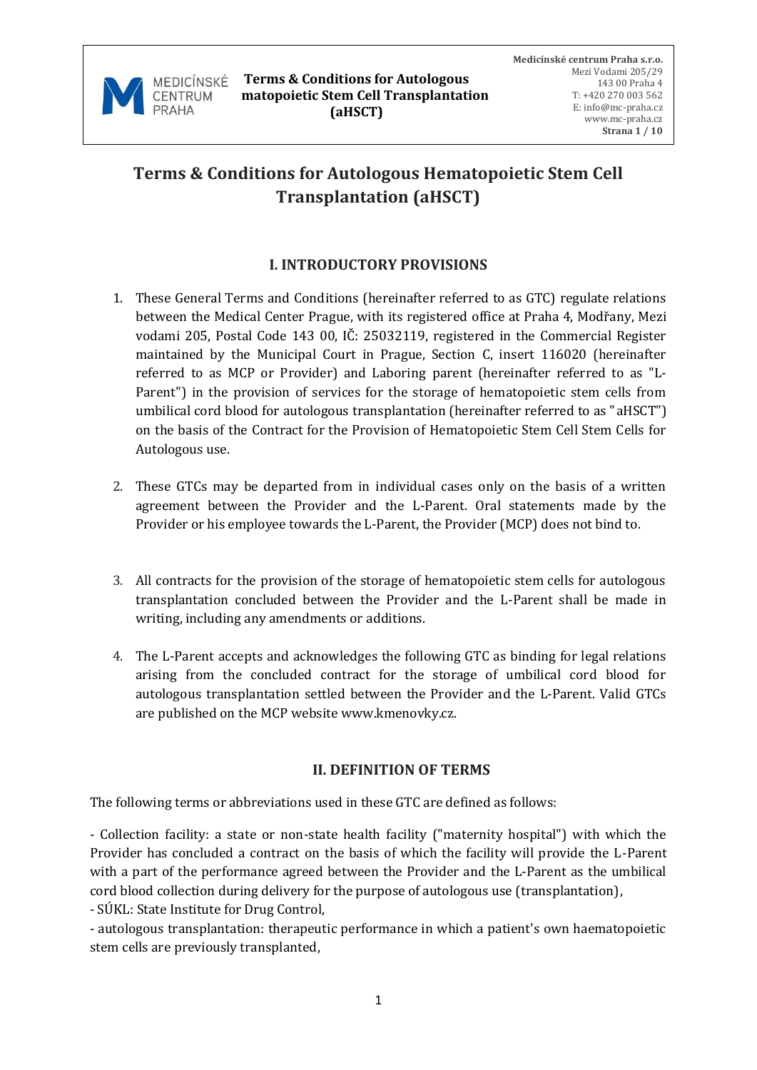# Terms & Conditions for Autologous Hematopoietic Stem Cell Transplantation (aHSCT)

## I. INTRODUCTORY PROVISIONS

1. These General Terms and Conditions (hereinafter referred to as GTC) regulate relations between the Medical Center Prague, with its registered office at Praha 4, Modřany, Mezi vodami 205, Postal Code 143 00, IČ: 25032119, registered in the Commercial Register maintained by the Municipal Court in Prague, Section C, insert 116020 (hereinafter referred to as MCP or Provider) and Laboring parent (hereinafter referred to as "L-Parent") in the provision of services for the storage of hematopoietic stem cells from umbilical cord blood for autologous transplantation (hereinafter referred to as "aHSCT") on the basis of the Contract for the Provision of Hematopoietic Stem Cell Stem Cells for Autologous use.

2. These GTCs may be departed from in individual cases only on the basis of a written agreement between the Provider and the L-Parent. Oral statements made by the Provider or his employee towards the L-Parent, the Provider (MCP) does not bind to.

3. All contracts for the provision of the storage of hematopoietic stem cells for autologous transplantation concluded between the Provider and the L-Parent shall be made in writing, including any amendments or additions.

4. The L-Parent accepts and acknowledges the following GTC as binding for legal relations arising from the concluded contract for the storage of umbilical cord blood for autologous transplantation settled between the Provider and the L-Parent. Valid GTCs are published on the MCP website www.kmenovky.cz.

## II. DEFINITION OF TERMS

The following terms or abbreviations used in these GTC are defined as follows:

- Collection facility: a state or non-state health facility ("maternity hospital") with which the Provider has concluded a contract on the basis of which the facility will provide the L-Parent with a part of the performance agreed between the Provider and the L-Parent as the umbilical cord blood collection during delivery for the purpose of autologous use (transplantation),
- SÚKL: State Institute for Drug Control,
- autologous transplantation: therapeutic performance in which a patient's own haematopoietic stem cells are previously transplanted,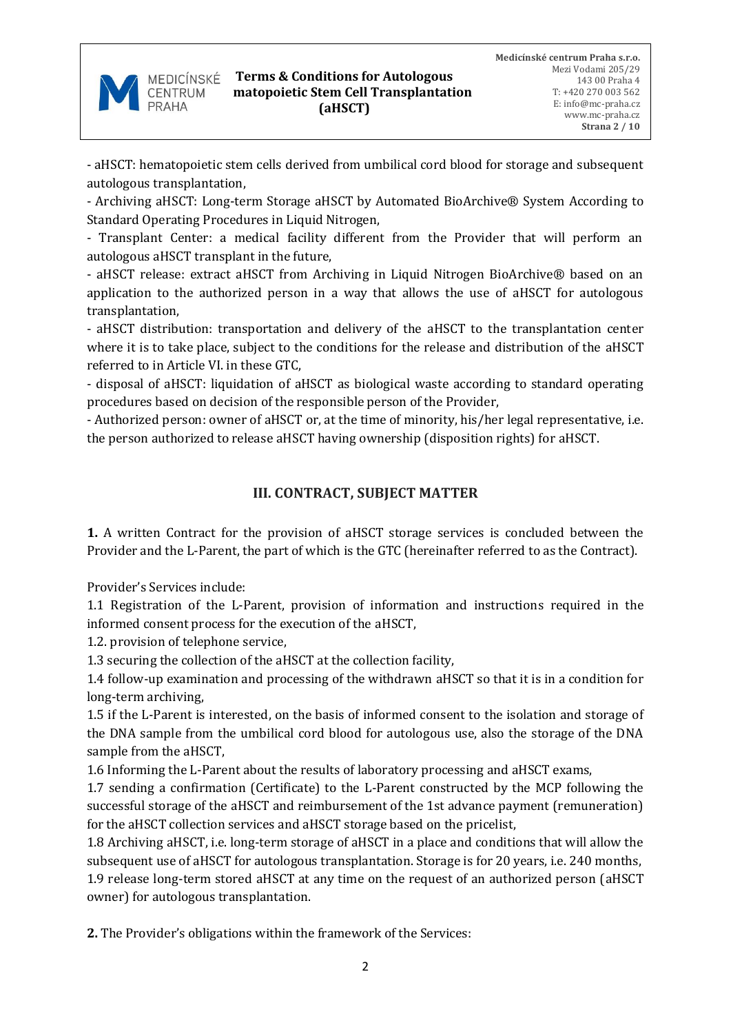- aHSCT: hematopoietic stem cells derived from umbilical cord blood for storage and subsequent autologous transplantation,

- Archiving aHSCT: Long-term Storage aHSCT by Automated BioArchive® System According to Standard Operating Procedures in Liquid Nitrogen,

- Transplant Center: a medical facility different from the Provider that will perform an autologous aHSCT transplant in the future,

- aHSCT release: extract aHSCT from Archiving in Liquid Nitrogen BioArchive® based on an application to the authorized person in a way that allows the use of aHSCT for autologous transplantation,

- aHSCT distribution: transportation and delivery of the aHSCT to the transplantation center where it is to take place, subject to the conditions for the release and distribution of the aHSCT referred to in Article VI. in these GTC,

- disposal of aHSCT: liquidation of aHSCT as biological waste according to standard operating procedures based on decision of the responsible person of the Provider,

- Authorized person: owner of aHSCT or, at the time of minority, his/her legal representative, i.e. the person authorized to release aHSCT having ownership (disposition rights) for aHSCT.

## III. CONTRACT, SUBJECT MATTER

**1.** A written Contract for the provision of aHSCT storage services is concluded between the Provider and the L-Parent, the part of which is the GTC (hereinafter referred to as the Contract).

Provider's Services include:

1.1 Registration of the L-Parent, provision of information and instructions required in the informed consent process for the execution of the aHSCT,

1.2. provision of telephone service,

1.3 securing the collection of the aHSCT at the collection facility,

1.4 follow-up examination and processing of the withdrawn aHSCT so that it is in a condition for long-term archiving,

1.5 if the L-Parent is interested, on the basis of informed consent to the isolation and storage of the DNA sample from the umbilical cord blood for autologous use, also the storage of the DNA sample from the aHSCT,

1.6 Informing the L-Parent about the results of laboratory processing and aHSCT exams,

1.7 sending a confirmation (Certificate) to the L-Parent constructed by the MCP following the successful storage of the aHSCT and reimbursement of the 1st advance payment (remuneration) for the aHSCT collection services and aHSCT storage based on the pricelist,

1.8 Archiving aHSCT, i.e. long-term storage of aHSCT in a place and conditions that will allow the subsequent use of aHSCT for autologous transplantation. Storage is for 20 years, i.e. 240 months,

1.9 release long-term stored aHSCT at any time on the request of an authorized person (aHSCT owner) for autologous transplantation.

**2.** The Provider's obligations within the framework of the Services: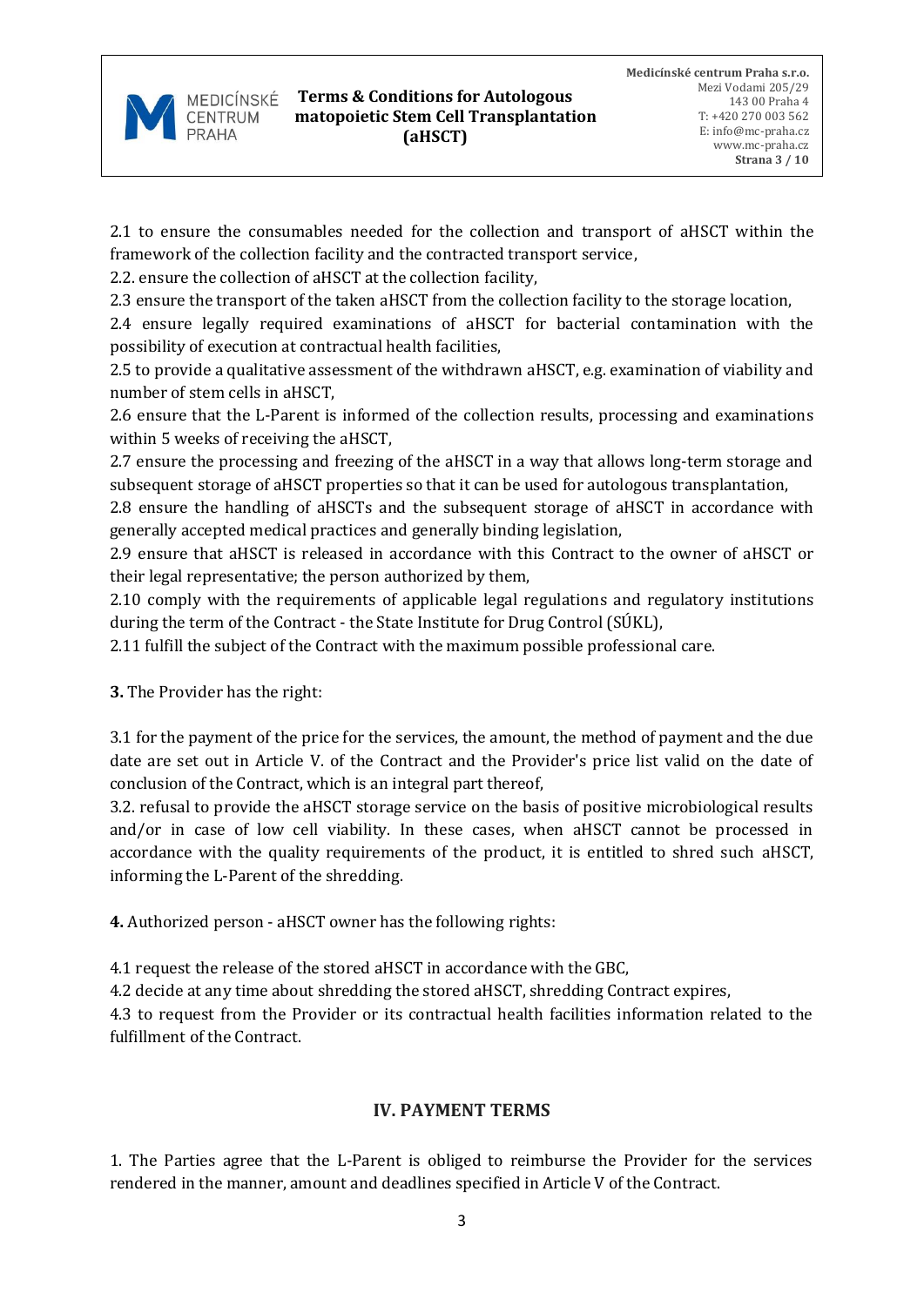2.1 to ensure the consumables needed for the collection and transport of aHSCT within the framework of the collection facility and the contracted transport service,

2.2. ensure the collection of aHSCT at the collection facility,

2.3 ensure the transport of the taken aHSCT from the collection facility to the storage location,

2.4 ensure legally required examinations of aHSCT for bacterial contamination with the possibility of execution at contractual health facilities,

2.5 to provide a qualitative assessment of the withdrawn aHSCT, e.g. examination of viability and number of stem cells in aHSCT,

2.6 ensure that the L-Parent is informed of the collection results, processing and examinations within 5 weeks of receiving the aHSCT,

2.7 ensure the processing and freezing of the aHSCT in a way that allows long-term storage and subsequent storage of aHSCT properties so that it can be used for autologous transplantation,

2.8 ensure the handling of aHSCTs and the subsequent storage of aHSCT in accordance with generally accepted medical practices and generally binding legislation,

2.9 ensure that aHSCT is released in accordance with this Contract to the owner of aHSCT or their legal representative; the person authorized by them,

2.10 comply with the requirements of applicable legal regulations and regulatory institutions during the term of the Contract - the State Institute for Drug Control (SÚKL),

2.11 fulfill the subject of the Contract with the maximum possible professional care.

**3.** The Provider has the right:

3.1 for the payment of the price for the services, the amount, the method of payment and the due date are set out in Article V. of the Contract and the Provider's price list valid on the date of conclusion of the Contract, which is an integral part thereof,

3.2. refusal to provide the aHSCT storage service on the basis of positive microbiological results and/or in case of low cell viability. In these cases, when aHSCT cannot be processed in accordance with the quality requirements of the product, it is entitled to shred such aHSCT, informing the L-Parent of the shredding.

**4.** Authorized person - aHSCT owner has the following rights:

4.1 request the release of the stored aHSCT in accordance with the GBC,

4.2 decide at any time about shredding the stored aHSCT, shredding Contract expires,

4.3 to request from the Provider or its contractual health facilities information related to the fulfillment of the Contract.

## IV. PAYMENT TERMS

1. The Parties agree that the L-Parent is obliged to reimburse the Provider for the services rendered in the manner, amount and deadlines specified in Article V of the Contract.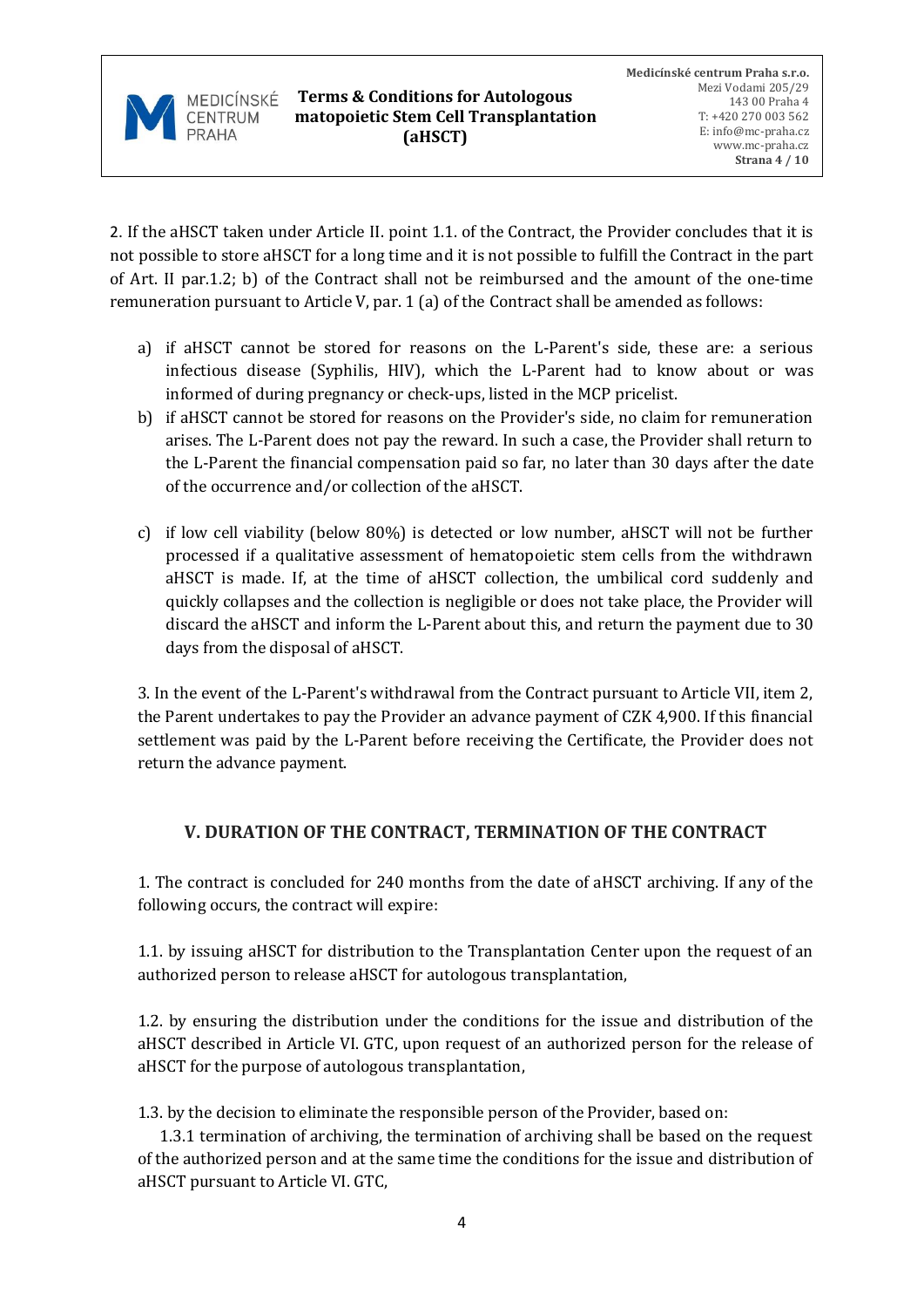2. If the aHSCT taken under Article II. point 1.1. of the Contract, the Provider concludes that it is not possible to store aHSCT for a long time and it is not possible to fulfill the Contract in the part of Art. II par.1.2; b) of the Contract shall not be reimbursed and the amount of the one-time remuneration pursuant to Article V, par. 1 (a) of the Contract shall be amended as follows:

a) if aHSCT cannot be stored for reasons on the L-Parent's side, these are: a serious infectious disease (Syphilis, HIV), which the L-Parent had to know about or was informed of during pregnancy or check-ups, listed in the MCP pricelist.
b) if aHSCT cannot be stored for reasons on the Provider's side, no claim for remuneration arises. The L-Parent does not pay the reward. In such a case, the Provider shall return to the L-Parent the financial compensation paid so far, no later than 30 days after the date of the occurrence and/or collection of the aHSCT.
c) if low cell viability (below 80%) is detected or low number, aHSCT will not be further processed if a qualitative assessment of hematopoietic stem cells from the withdrawn aHSCT is made. If, at the time of aHSCT collection, the umbilical cord suddenly and quickly collapses and the collection is negligible or does not take place, the Provider will discard the aHSCT and inform the L-Parent about this, and return the payment due to 30 days from the disposal of aHSCT.

3. In the event of the L-Parent's withdrawal from the Contract pursuant to Article VII, item 2, the Parent undertakes to pay the Provider an advance payment of CZK 4,900. If this financial settlement was paid by the L-Parent before receiving the Certificate, the Provider does not return the advance payment.

## V. DURATION OF THE CONTRACT, TERMINATION OF THE CONTRACT

1. The contract is concluded for 240 months from the date of aHSCT archiving. If any of the following occurs, the contract will expire:

1.1. by issuing aHSCT for distribution to the Transplantation Center upon the request of an authorized person to release aHSCT for autologous transplantation,

1.2. by ensuring the distribution under the conditions for the issue and distribution of the aHSCT described in Article VI. GTC, upon request of an authorized person for the release of aHSCT for the purpose of autologous transplantation,

1.3. by the decision to eliminate the responsible person of the Provider, based on:

1.3.1 termination of archiving, the termination of archiving shall be based on the request of the authorized person and at the same time the conditions for the issue and distribution of aHSCT pursuant to Article VI. GTC,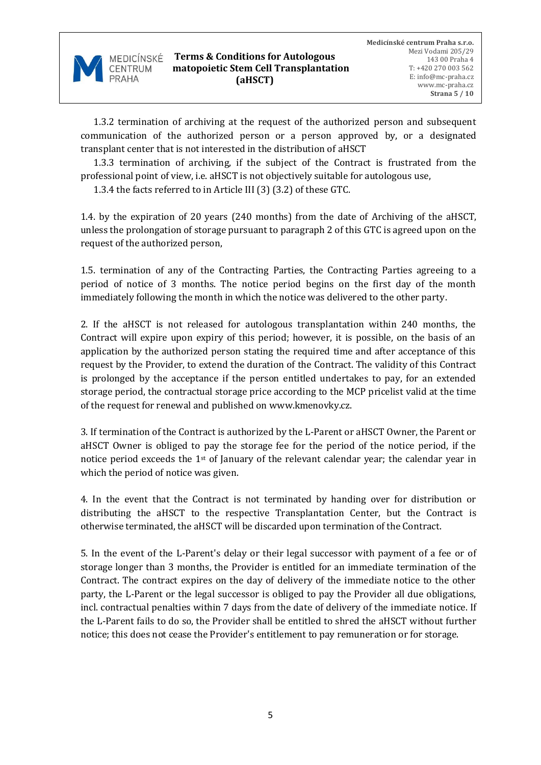1.3.2 termination of archiving at the request of the authorized person and subsequent communication of the authorized person or a person approved by, or a designated transplant center that is not interested in the distribution of aHSCT

1.3.3 termination of archiving, if the subject of the Contract is frustrated from the professional point of view, i.e. aHSCT is not objectively suitable for autologous use,

1.3.4 the facts referred to in Article III (3) (3.2) of these GTC.

1.4. by the expiration of 20 years (240 months) from the date of Archiving of the aHSCT, unless the prolongation of storage pursuant to paragraph 2 of this GTC is agreed upon on the request of the authorized person,

1.5. termination of any of the Contracting Parties, the Contracting Parties agreeing to a period of notice of 3 months. The notice period begins on the first day of the month immediately following the month in which the notice was delivered to the other party.

2. If the aHSCT is not released for autologous transplantation within 240 months, the Contract will expire upon expiry of this period; however, it is possible, on the basis of an application by the authorized person stating the required time and after acceptance of this request by the Provider, to extend the duration of the Contract. The validity of this Contract is prolonged by the acceptance if the person entitled undertakes to pay, for an extended storage period, the contractual storage price according to the MCP pricelist valid at the time of the request for renewal and published on www.kmenovky.cz.

3. If termination of the Contract is authorized by the L-Parent or aHSCT Owner, the Parent or aHSCT Owner is obliged to pay the storage fee for the period of the notice period, if the notice period exceeds the 1st of January of the relevant calendar year; the calendar year in which the period of notice was given.

4. In the event that the Contract is not terminated by handing over for distribution or distributing the aHSCT to the respective Transplantation Center, but the Contract is otherwise terminated, the aHSCT will be discarded upon termination of the Contract.

5. In the event of the L-Parent's delay or their legal successor with payment of a fee or of storage longer than 3 months, the Provider is entitled for an immediate termination of the Contract. The contract expires on the day of delivery of the immediate notice to the other party, the L-Parent or the legal successor is obliged to pay the Provider all due obligations, incl. contractual penalties within 7 days from the date of delivery of the immediate notice. If the L-Parent fails to do so, the Provider shall be entitled to shred the aHSCT without further notice; this does not cease the Provider's entitlement to pay remuneration or for storage.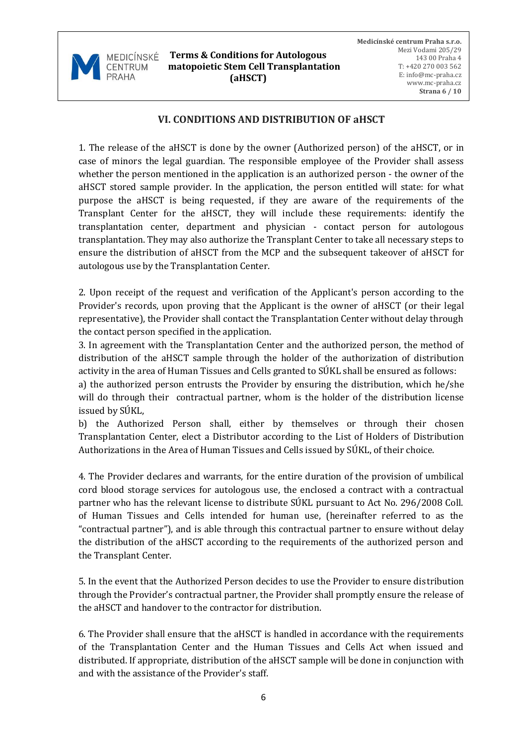## VI. CONDITIONS AND DISTRIBUTION OF aHSCT

1. The release of the aHSCT is done by the owner (Authorized person) of the aHSCT, or in case of minors the legal guardian. The responsible employee of the Provider shall assess whether the person mentioned in the application is an authorized person - the owner of the aHSCT stored sample provider. In the application, the person entitled will state: for what purpose the aHSCT is being requested, if they are aware of the requirements of the Transplant Center for the aHSCT, they will include these requirements: identify the transplantation center, department and physician - contact person for autologous transplantation. They may also authorize the Transplant Center to take all necessary steps to ensure the distribution of aHSCT from the MCP and the subsequent takeover of aHSCT for autologous use by the Transplantation Center.

2. Upon receipt of the request and verification of the Applicant's person according to the Provider's records, upon proving that the Applicant is the owner of aHSCT (or their legal representative), the Provider shall contact the Transplantation Center without delay through the contact person specified in the application.

3. In agreement with the Transplantation Center and the authorized person, the method of distribution of the aHSCT sample through the holder of the authorization of distribution activity in the area of Human Tissues and Cells granted to SÚKL shall be ensured as follows:

a) the authorized person entrusts the Provider by ensuring the distribution, which he/she will do through their contractual partner, whom is the holder of the distribution license issued by SÚKL,

b) the Authorized Person shall, either by themselves or through their chosen Transplantation Center, elect a Distributor according to the List of Holders of Distribution Authorizations in the Area of Human Tissues and Cells issued by SÚKL, of their choice.

4. The Provider declares and warrants, for the entire duration of the provision of umbilical cord blood storage services for autologous use, the enclosed a contract with a contractual partner who has the relevant license to distribute SÚKL pursuant to Act No. 296/2008 Coll. of Human Tissues and Cells intended for human use, (hereinafter referred to as the "contractual partner"), and is able through this contractual partner to ensure without delay the distribution of the aHSCT according to the requirements of the authorized person and the Transplant Center.

5. In the event that the Authorized Person decides to use the Provider to ensure distribution through the Provider's contractual partner, the Provider shall promptly ensure the release of the aHSCT and handover to the contractor for distribution.

6. The Provider shall ensure that the aHSCT is handled in accordance with the requirements of the Transplantation Center and the Human Tissues and Cells Act when issued and distributed. If appropriate, distribution of the aHSCT sample will be done in conjunction with and with the assistance of the Provider's staff.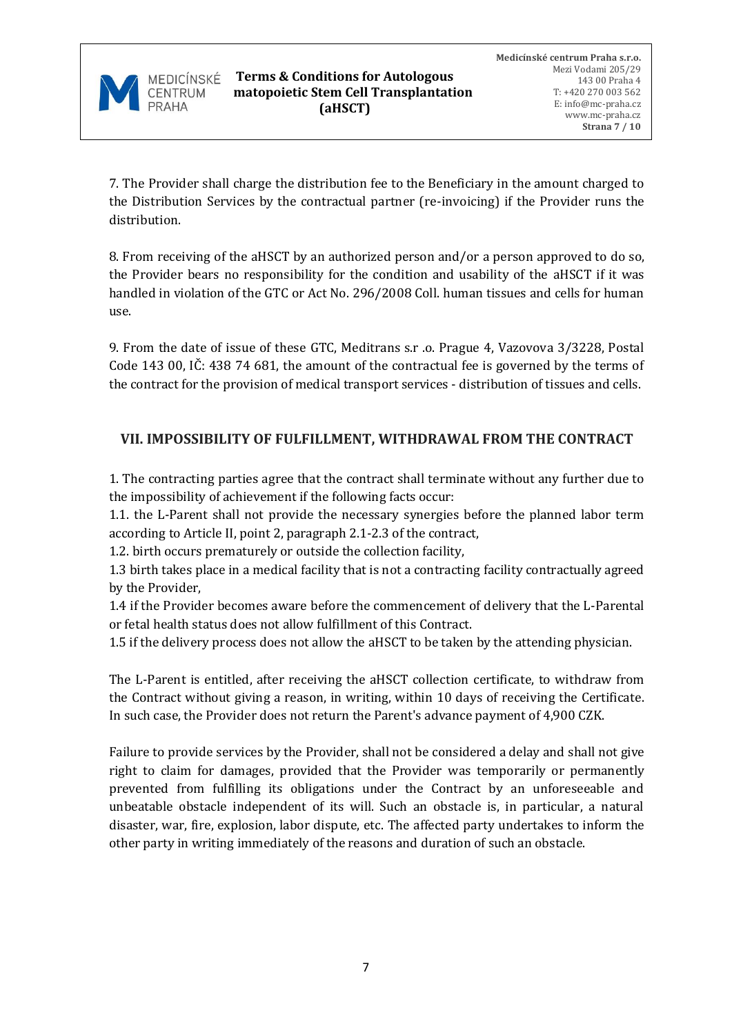7. The Provider shall charge the distribution fee to the Beneficiary in the amount charged to the Distribution Services by the contractual partner (re-invoicing) if the Provider runs the distribution.

8. From receiving of the aHSCT by an authorized person and/or a person approved to do so, the Provider bears no responsibility for the condition and usability of the aHSCT if it was handled in violation of the GTC or Act No. 296/2008 Coll. human tissues and cells for human use.

9. From the date of issue of these GTC, Meditrans s.r .o. Prague 4, Vazovova 3/3228, Postal Code 143 00, IČ: 438 74 681, the amount of the contractual fee is governed by the terms of the contract for the provision of medical transport services - distribution of tissues and cells.

## VII. IMPOSSIBILITY OF FULFILLMENT, WITHDRAWAL FROM THE CONTRACT

1. The contracting parties agree that the contract shall terminate without any further due to the impossibility of achievement if the following facts occur:
1.1. the L-Parent shall not provide the necessary synergies before the planned labor term according to Article II, point 2, paragraph 2.1-2.3 of the contract,
1.2. birth occurs prematurely or outside the collection facility,
1.3 birth takes place in a medical facility that is not a contracting facility contractually agreed by the Provider,
1.4 if the Provider becomes aware before the commencement of delivery that the L-Parental or fetal health status does not allow fulfillment of this Contract.
1.5 if the delivery process does not allow the aHSCT to be taken by the attending physician.

The L-Parent is entitled, after receiving the aHSCT collection certificate, to withdraw from the Contract without giving a reason, in writing, within 10 days of receiving the Certificate. In such case, the Provider does not return the Parent's advance payment of 4,900 CZK.

Failure to provide services by the Provider, shall not be considered a delay and shall not give right to claim for damages, provided that the Provider was temporarily or permanently prevented from fulfilling its obligations under the Contract by an unforeseeable and unbeatable obstacle independent of its will. Such an obstacle is, in particular, a natural disaster, war, fire, explosion, labor dispute, etc. The affected party undertakes to inform the other party in writing immediately of the reasons and duration of such an obstacle.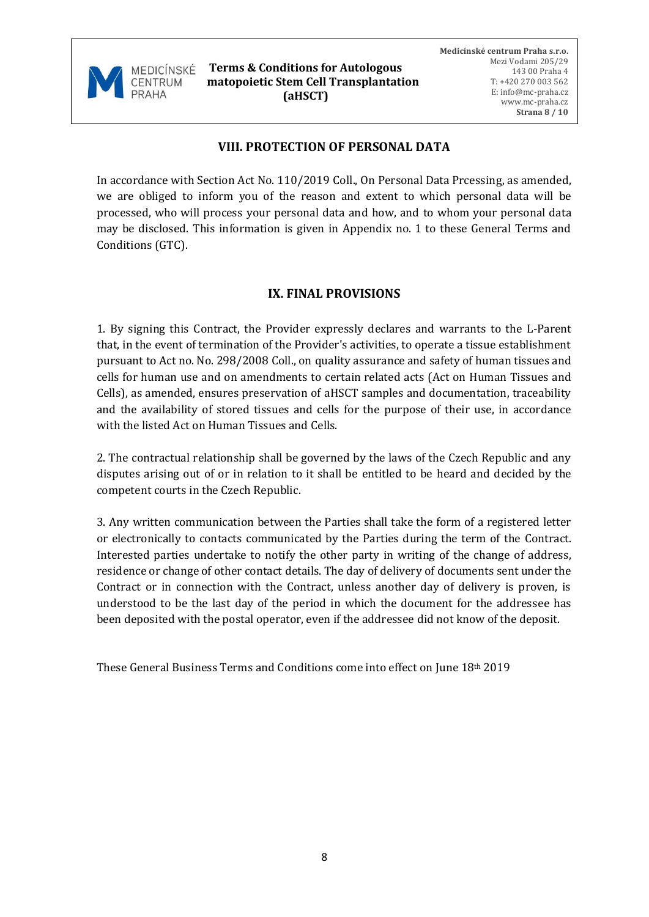## VIII. PROTECTION OF PERSONAL DATA

In accordance with Section Act No. 110/2019 Coll., On Personal Data Prcessing, as amended, we are obliged to inform you of the reason and extent to which personal data will be processed, who will process your personal data and how, and to whom your personal data may be disclosed. This information is given in Appendix no. 1 to these General Terms and Conditions (GTC).

## IX. FINAL PROVISIONS

1. By signing this Contract, the Provider expressly declares and warrants to the L-Parent that, in the event of termination of the Provider's activities, to operate a tissue establishment pursuant to Act no. No. 298/2008 Coll., on quality assurance and safety of human tissues and cells for human use and on amendments to certain related acts (Act on Human Tissues and Cells), as amended, ensures preservation of aHSCT samples and documentation, traceability and the availability of stored tissues and cells for the purpose of their use, in accordance with the listed Act on Human Tissues and Cells.

2. The contractual relationship shall be governed by the laws of the Czech Republic and any disputes arising out of or in relation to it shall be entitled to be heard and decided by the competent courts in the Czech Republic.

3. Any written communication between the Parties shall take the form of a registered letter or electronically to contacts communicated by the Parties during the term of the Contract. Interested parties undertake to notify the other party in writing of the change of address, residence or change of other contact details. The day of delivery of documents sent under the Contract or in connection with the Contract, unless another day of delivery is proven, is understood to be the last day of the period in which the document for the addressee has been deposited with the postal operator, even if the addressee did not know of the deposit.

These General Business Terms and Conditions come into effect on June 18th 2019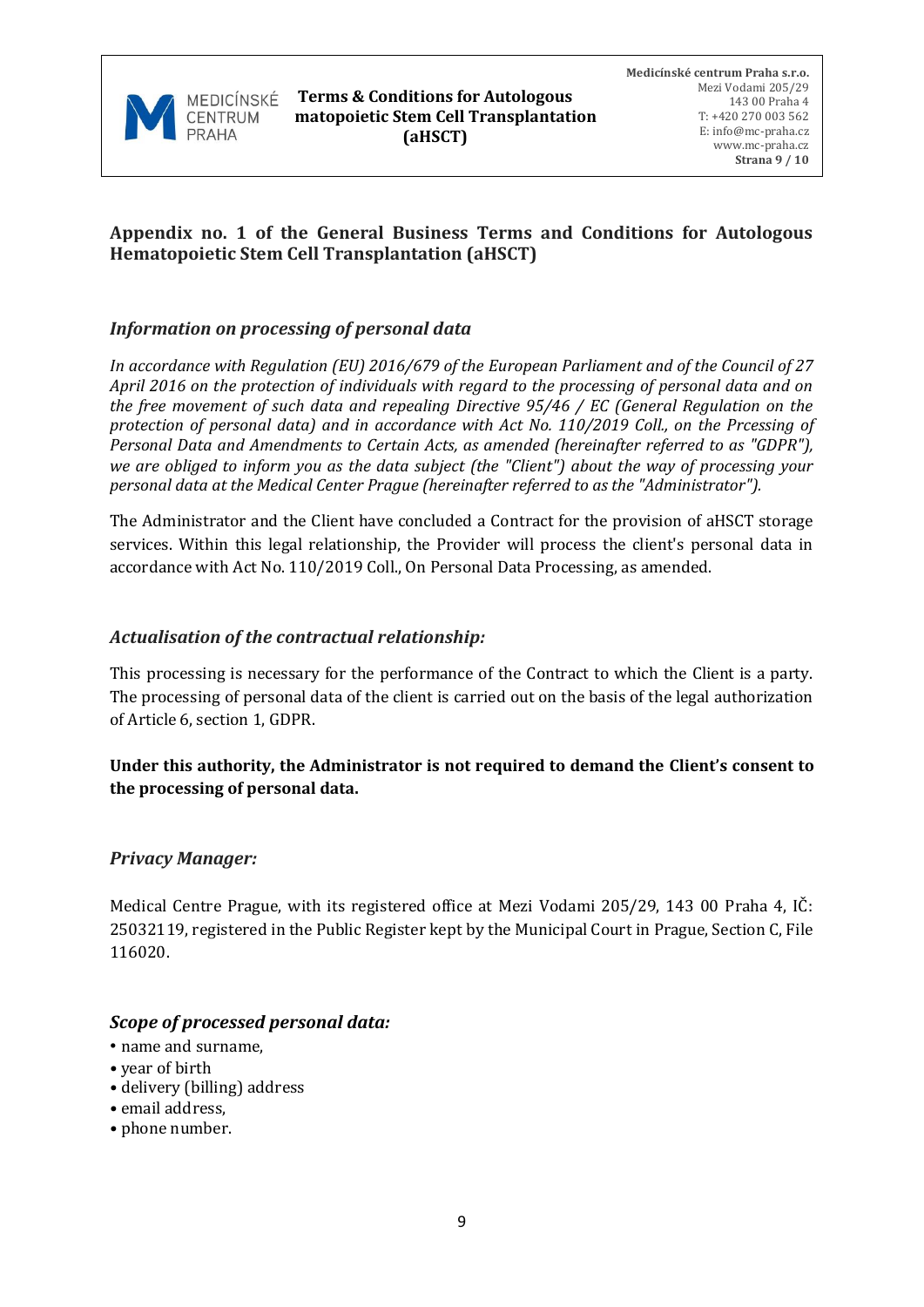## Appendix no. 1 of the General Business Terms and Conditions for Autologous Hematopoietic Stem Cell Transplantation (aHSCT)

### *Information on processing of personal data*

*In accordance with Regulation (EU) 2016/679 of the European Parliament and of the Council of 27 April 2016 on the protection of individuals with regard to the processing of personal data and on the free movement of such data and repealing Directive 95/46 / EC (General Regulation on the protection of personal data) and in accordance with Act No. 110/2019 Coll., on the Prcessing of Personal Data and Amendments to Certain Acts, as amended (hereinafter referred to as "GDPR"), we are obliged to inform you as the data subject (the "Client") about the way of processing your personal data at the Medical Center Prague (hereinafter referred to as the "Administrator").*

The Administrator and the Client have concluded a Contract for the provision of aHSCT storage services. Within this legal relationship, the Provider will process the client's personal data in accordance with Act No. 110/2019 Coll., On Personal Data Processing, as amended.

### *Actualisation of the contractual relationship:*

This processing is necessary for the performance of the Contract to which the Client is a party. The processing of personal data of the client is carried out on the basis of the legal authorization of Article 6, section 1, GDPR.

**Under this authority, the Administrator is not required to demand the Client's consent to the processing of personal data.**

### *Privacy Manager:*

Medical Centre Prague, with its registered office at Mezi Vodami 205/29, 143 00 Praha 4, IČ: 25032119, registered in the Public Register kept by the Municipal Court in Prague, Section C, File 116020.

### *Scope of processed personal data:*

- name and surname,
- year of birth
- delivery (billing) address
- email address,
- phone number.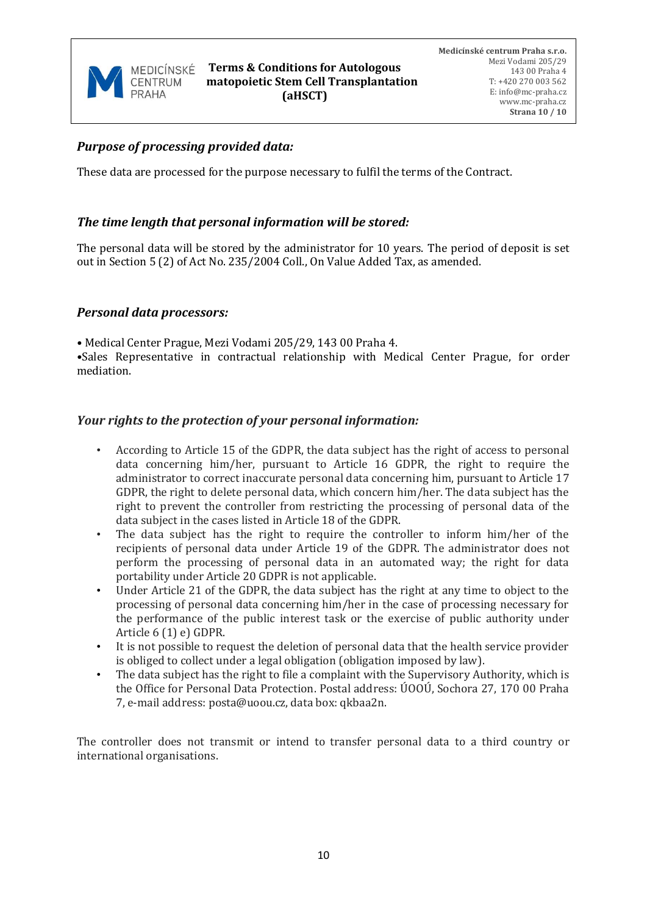### *Purpose of processing provided data:*

These data are processed for the purpose necessary to fulfil the terms of the Contract.

### *The time length that personal information will be stored:*

The personal data will be stored by the administrator for 10 years. The period of deposit is set out in Section 5 (2) of Act No. 235/2004 Coll., On Value Added Tax, as amended.

### *Personal data processors:*

• Medical Center Prague, Mezi Vodami 205/29, 143 00 Praha 4.
•Sales Representative in contractual relationship with Medical Center Prague, for order mediation.

### *Your rights to the protection of your personal information:*

- According to Article 15 of the GDPR, the data subject has the right of access to personal data concerning him/her, pursuant to Article 16 GDPR, the right to require the administrator to correct inaccurate personal data concerning him, pursuant to Article 17 GDPR, the right to delete personal data, which concern him/her. The data subject has the right to prevent the controller from restricting the processing of personal data of the data subject in the cases listed in Article 18 of the GDPR.
- The data subject has the right to require the controller to inform him/her of the recipients of personal data under Article 19 of the GDPR. The administrator does not perform the processing of personal data in an automated way; the right for data portability under Article 20 GDPR is not applicable.
- Under Article 21 of the GDPR, the data subject has the right at any time to object to the processing of personal data concerning him/her in the case of processing necessary for the performance of the public interest task or the exercise of public authority under Article 6 (1) e) GDPR.
- It is not possible to request the deletion of personal data that the health service provider is obliged to collect under a legal obligation (obligation imposed by law).
- The data subject has the right to file a complaint with the Supervisory Authority, which is the Office for Personal Data Protection. Postal address: ÚOOÚ, Sochora 27, 170 00 Praha 7, e-mail address: posta@uoou.cz, data box: qkbaa2n.

The controller does not transmit or intend to transfer personal data to a third country or international organisations.